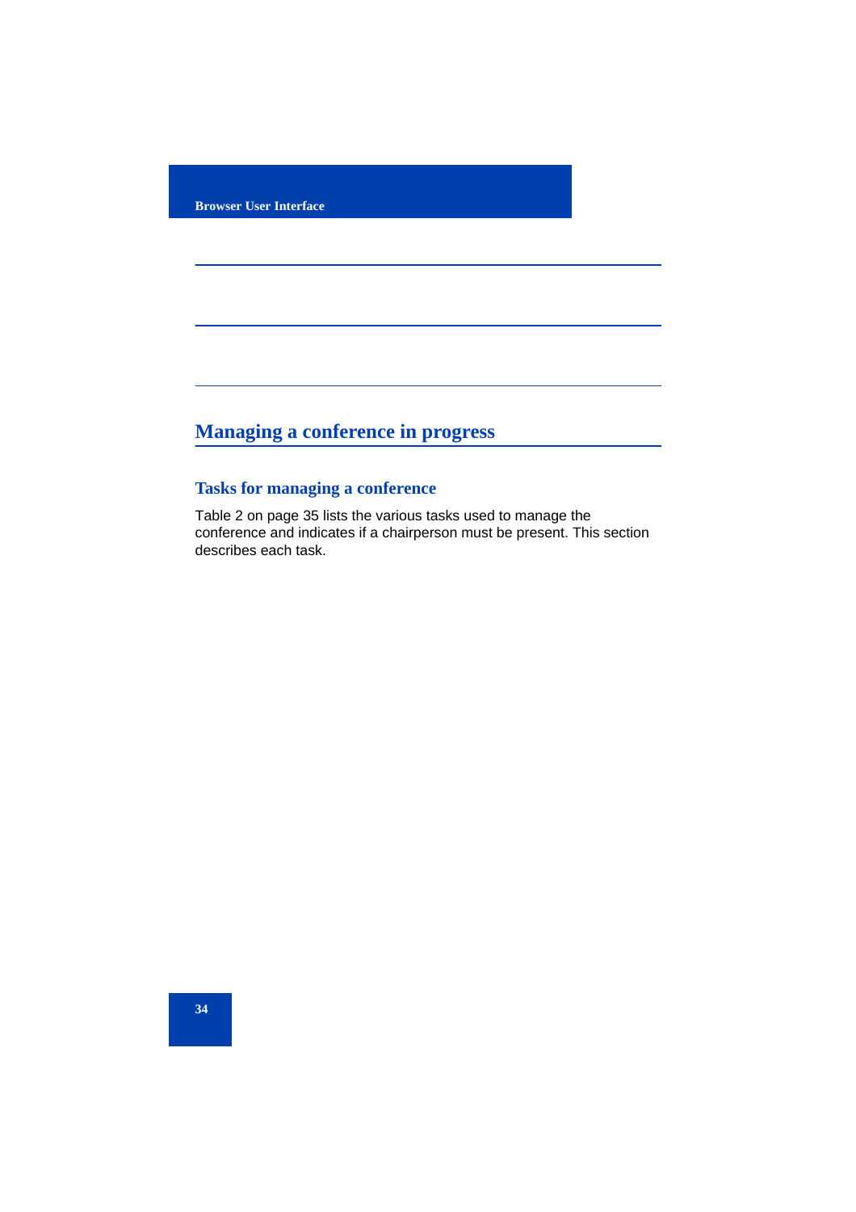## Managing a conference in progress

### Tasks for managing a conference

Table 2 on page 35 lists the various tasks used to manage the conference and indicates if a chairperson must be present. This section describes each task.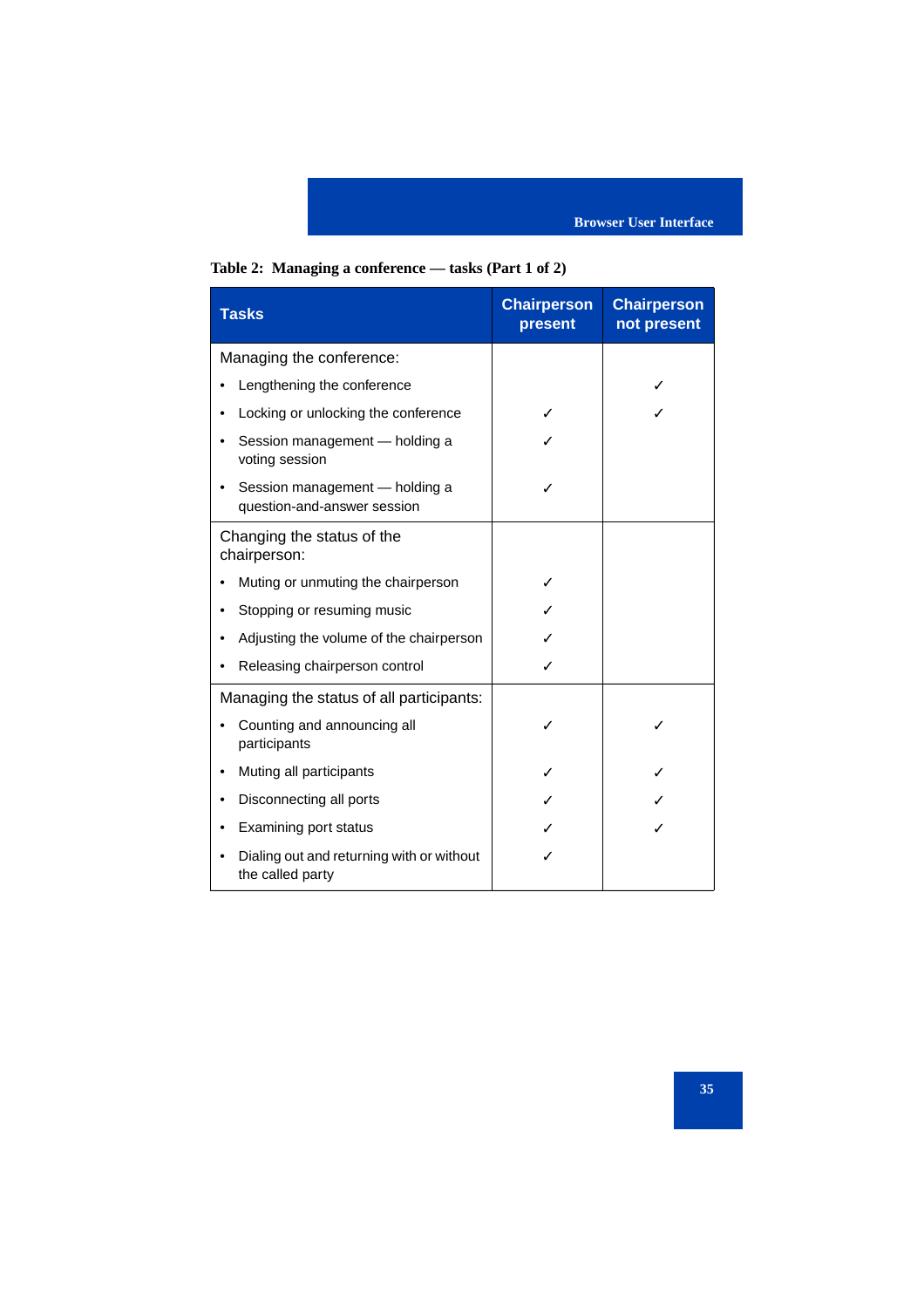**Table 2: Managing a conference — tasks (Part 1 of 2)**

| Tasks | Chairperson present | Chairperson not present |
|---|---|---|
| Managing the conference: | | |
| • Lengthening the conference | | ✓ |
| • Locking or unlocking the conference | ✓ | ✓ |
| • Session management — holding a voting session | ✓ | |
| • Session management — holding a question-and-answer session | ✓ | |
| Changing the status of the chairperson: | | |
| • Muting or unmuting the chairperson | ✓ | |
| • Stopping or resuming music | ✓ | |
| • Adjusting the volume of the chairperson | ✓ | |
| • Releasing chairperson control | ✓ | |
| Managing the status of all participants: | | |
| • Counting and announcing all participants | ✓ | ✓ |
| • Muting all participants | ✓ | ✓ |
| • Disconnecting all ports | ✓ | ✓ |
| • Examining port status | ✓ | ✓ |
| • Dialing out and returning with or without the called party | ✓ | |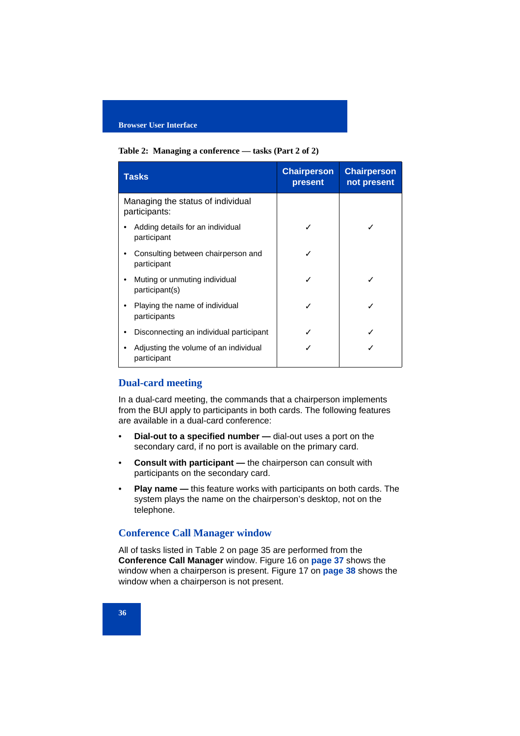**Table 2: Managing a conference — tasks (Part 2 of 2)**

| Tasks | Chairperson present | Chairperson not present |
|---|---|---|
| Managing the status of individual participants: | | |
| • Adding details for an individual participant | ✓ | ✓ |
| • Consulting between chairperson and participant | ✓ | |
| • Muting or unmuting individual participant(s) | ✓ | ✓ |
| • Playing the name of individual participants | ✓ | ✓ |
| • Disconnecting an individual participant | ✓ | ✓ |
| • Adjusting the volume of an individual participant | ✓ | ✓ |

## Dual-card meeting

In a dual-card meeting, the commands that a chairperson implements from the BUI apply to participants in both cards. The following features are available in a dual-card conference:

- **Dial-out to a specified number —** dial-out uses a port on the secondary card, if no port is available on the primary card.
- **Consult with participant —** the chairperson can consult with participants on the secondary card.
- **Play name —** this feature works with participants on both cards. The system plays the name on the chairperson's desktop, not on the telephone.

## Conference Call Manager window

All of tasks listed in Table 2 on page 35 are performed from the **Conference Call Manager** window. Figure 16 on **page 37** shows the window when a chairperson is present. Figure 17 on **page 38** shows the window when a chairperson is not present.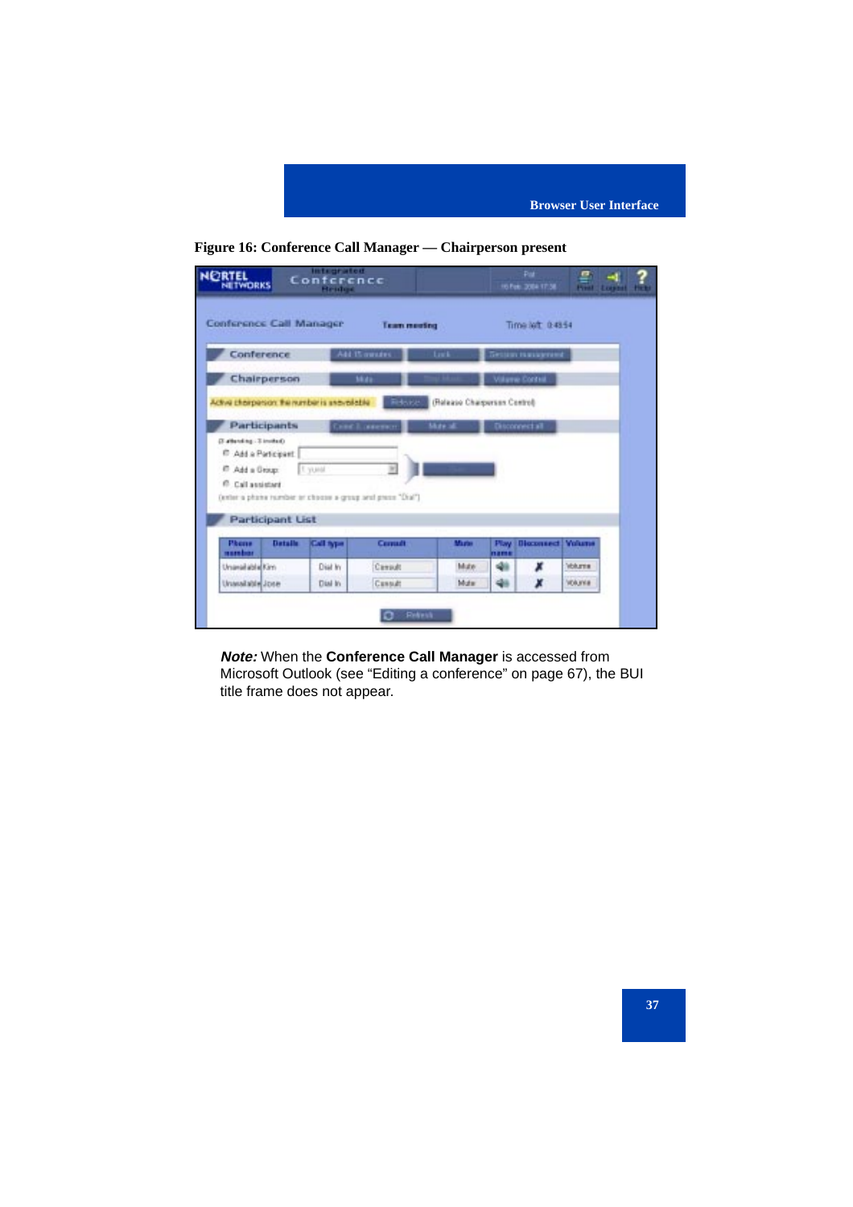**Figure 16: Conference Call Manager — Chairperson present**

***Note:*** When the **Conference Call Manager** is accessed from Microsoft Outlook (see "Editing a conference" on page 67), the BUI title frame does not appear.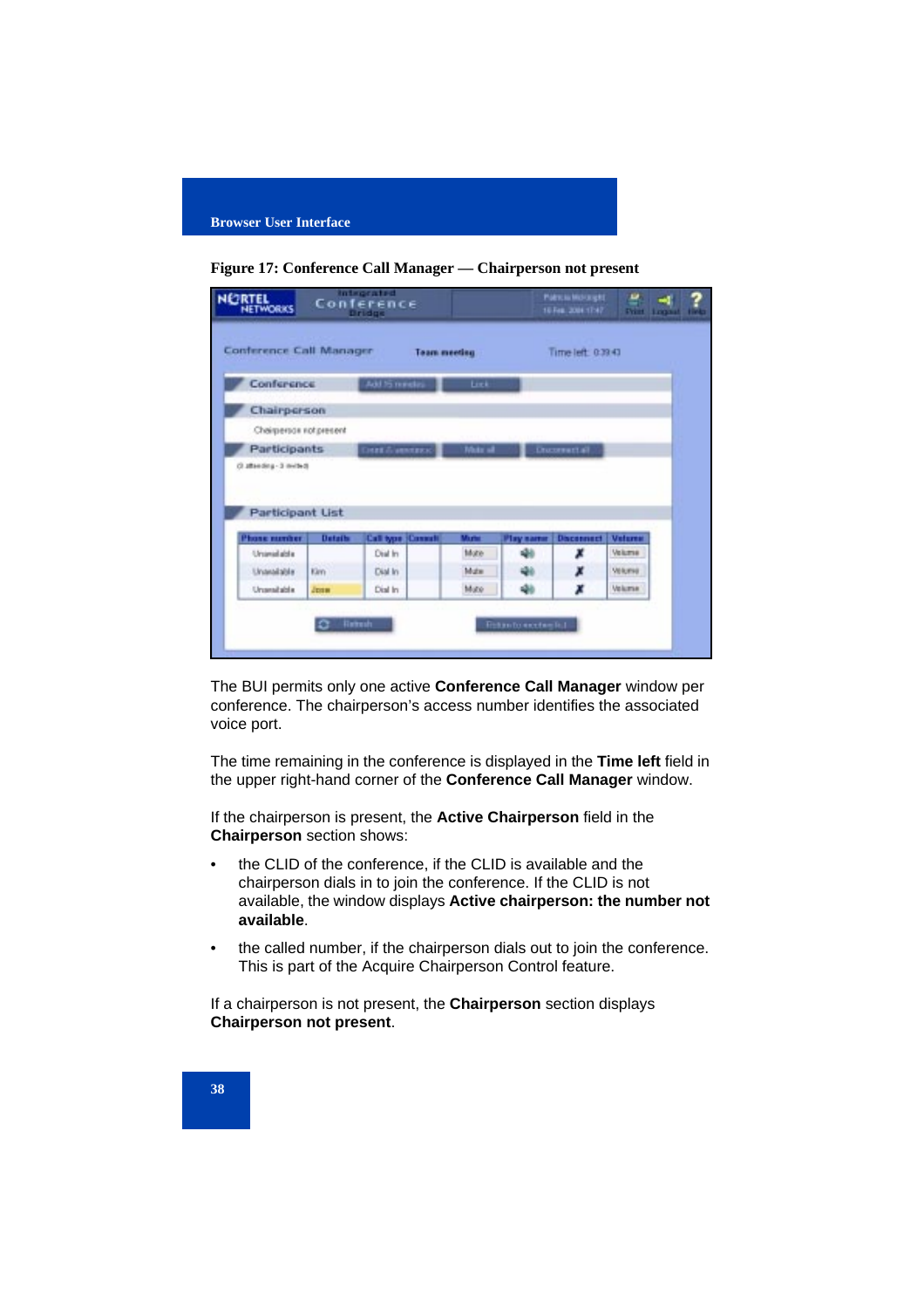**Figure 17: Conference Call Manager — Chairperson not present**

The BUI permits only one active **Conference Call Manager** window per conference. The chairperson's access number identifies the associated voice port.

The time remaining in the conference is displayed in the **Time left** field in the upper right-hand corner of the **Conference Call Manager** window.

If the chairperson is present, the **Active Chairperson** field in the **Chairperson** section shows:

- the CLID of the conference, if the CLID is available and the chairperson dials in to join the conference. If the CLID is not available, the window displays **Active chairperson: the number not available**.
- the called number, if the chairperson dials out to join the conference. This is part of the Acquire Chairperson Control feature.

If a chairperson is not present, the **Chairperson** section displays **Chairperson not present**.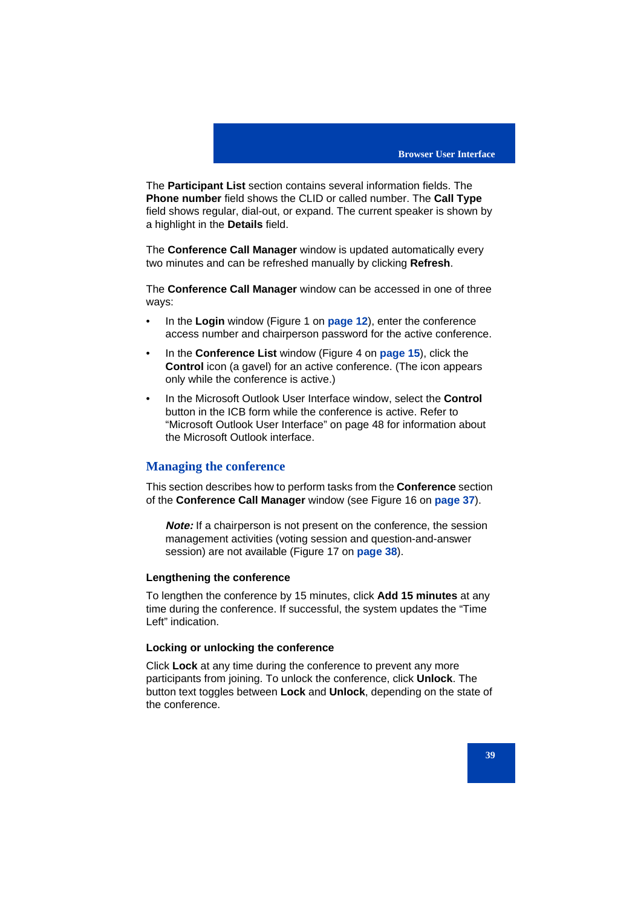The **Participant List** section contains several information fields. The **Phone number** field shows the CLID or called number. The **Call Type** field shows regular, dial-out, or expand. The current speaker is shown by a highlight in the **Details** field.

The **Conference Call Manager** window is updated automatically every two minutes and can be refreshed manually by clicking **Refresh**.

The **Conference Call Manager** window can be accessed in one of three ways:

- In the **Login** window (Figure 1 on **page 12**), enter the conference access number and chairperson password for the active conference.
- In the **Conference List** window (Figure 4 on **page 15**), click the **Control** icon (a gavel) for an active conference. (The icon appears only while the conference is active.)
- In the Microsoft Outlook User Interface window, select the **Control** button in the ICB form while the conference is active. Refer to "Microsoft Outlook User Interface" on page 48 for information about the Microsoft Outlook interface.

## Managing the conference

This section describes how to perform tasks from the **Conference** section of the **Conference Call Manager** window (see Figure 16 on **page 37**).

> ***Note:*** If a chairperson is not present on the conference, the session management activities (voting session and question-and-answer session) are not available (Figure 17 on **page 38**).

### Lengthening the conference

To lengthen the conference by 15 minutes, click **Add 15 minutes** at any time during the conference. If successful, the system updates the "Time Left" indication.

### Locking or unlocking the conference

Click **Lock** at any time during the conference to prevent any more participants from joining. To unlock the conference, click **Unlock**. The button text toggles between **Lock** and **Unlock**, depending on the state of the conference.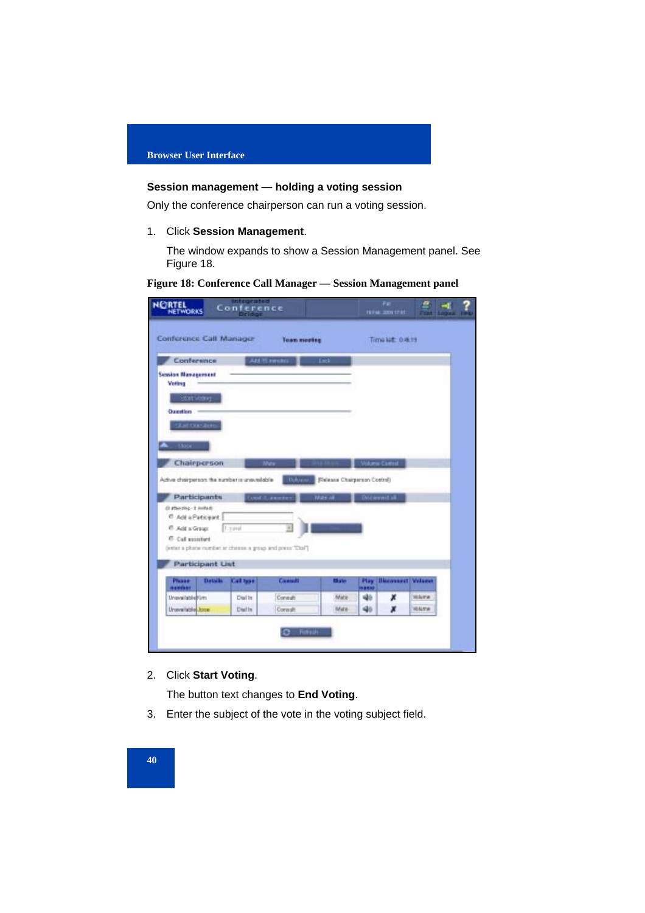## Session management — holding a voting session

Only the conference chairperson can run a voting session.

1. Click **Session Management**.

   The window expands to show a Session Management panel. See Figure 18.

**Figure 18: Conference Call Manager — Session Management panel**

2. Click **Start Voting**.

   The button text changes to **End Voting**.

3. Enter the subject of the vote in the voting subject field.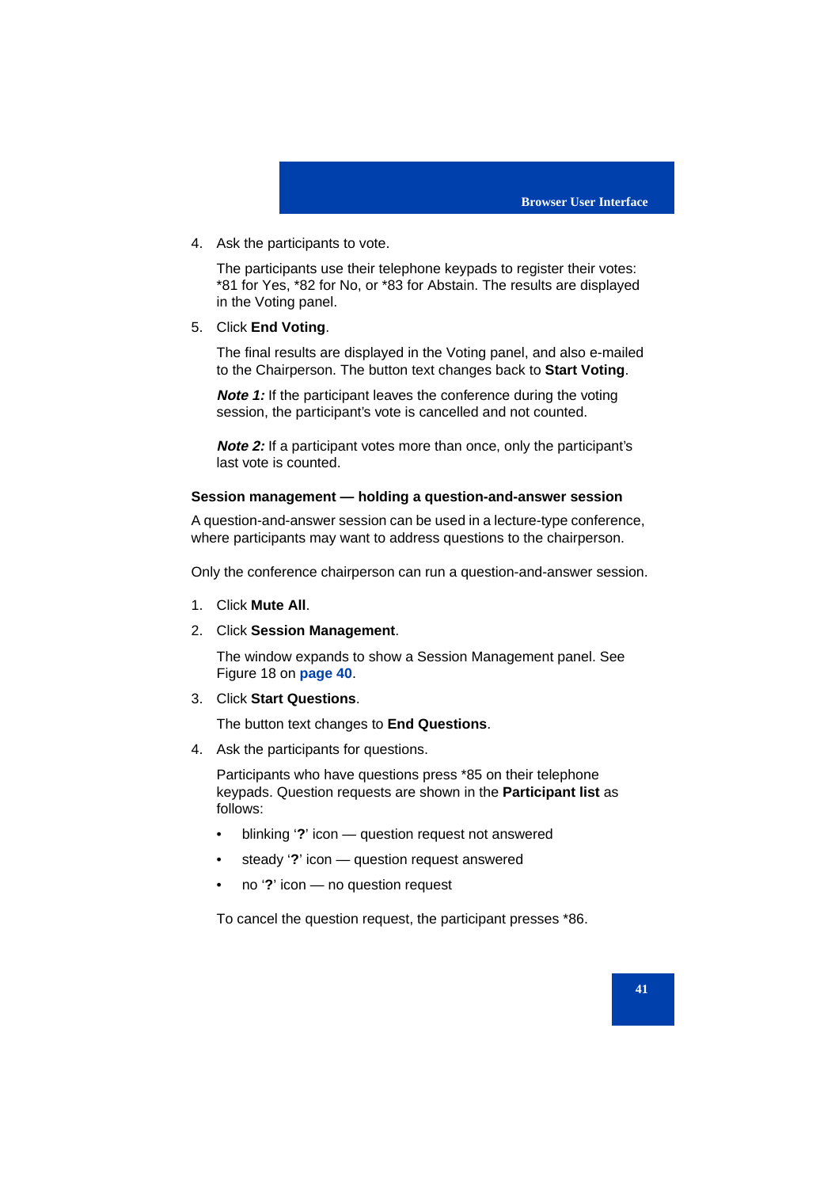4. Ask the participants to vote.

   The participants use their telephone keypads to register their votes: *81 for Yes, *82 for No, or *83 for Abstain. The results are displayed in the Voting panel.

5. Click **End Voting**.

   The final results are displayed in the Voting panel, and also e-mailed to the Chairperson. The button text changes back to **Start Voting**.

   ***Note 1:*** If the participant leaves the conference during the voting session, the participant's vote is cancelled and not counted.

   ***Note 2:*** If a participant votes more than once, only the participant's last vote is counted.

### Session management — holding a question-and-answer session

A question-and-answer session can be used in a lecture-type conference, where participants may want to address questions to the chairperson.

Only the conference chairperson can run a question-and-answer session.

1. Click **Mute All**.
2. Click **Session Management**.

   The window expands to show a Session Management panel. See Figure 18 on **page 40**.

3. Click **Start Questions**.

   The button text changes to **End Questions**.

4. Ask the participants for questions.

   Participants who have questions press *85 on their telephone keypads. Question requests are shown in the **Participant list** as follows:

   - blinking '**?**' icon — question request not answered
   - steady '**?**' icon — question request answered
   - no '**?**' icon — no question request

   To cancel the question request, the participant presses *86.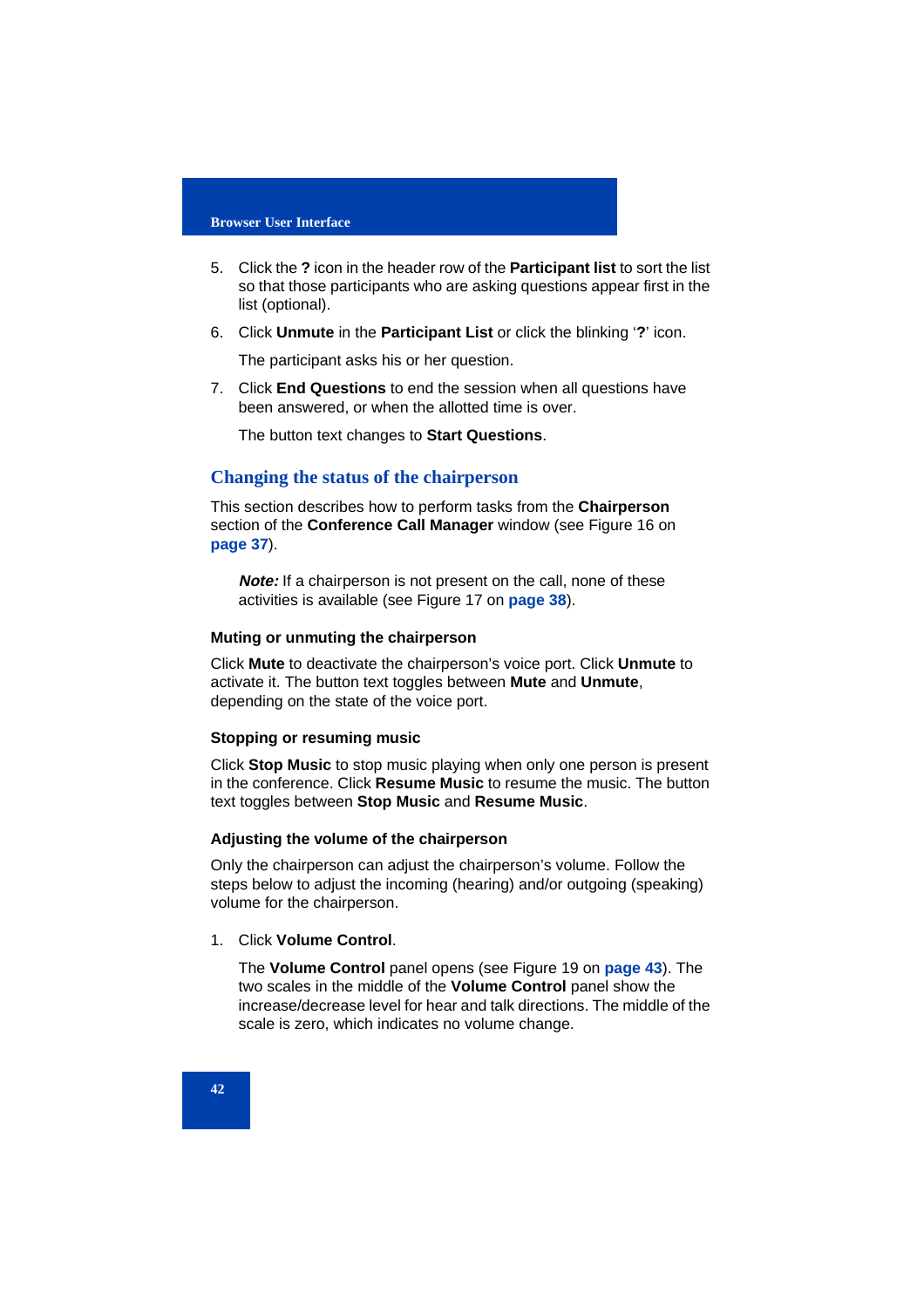5. Click the **?** icon in the header row of the **Participant list** to sort the list so that those participants who are asking questions appear first in the list (optional).

6. Click **Unmute** in the **Participant List** or click the blinking '**?**' icon.

   The participant asks his or her question.

7. Click **End Questions** to end the session when all questions have been answered, or when the allotted time is over.

   The button text changes to **Start Questions**.

## Changing the status of the chairperson

This section describes how to perform tasks from the **Chairperson** section of the **Conference Call Manager** window (see Figure 16 on **page 37**).

> ***Note:*** If a chairperson is not present on the call, none of these activities is available (see Figure 17 on **page 38**).

### Muting or unmuting the chairperson

Click **Mute** to deactivate the chairperson's voice port. Click **Unmute** to activate it. The button text toggles between **Mute** and **Unmute**, depending on the state of the voice port.

### Stopping or resuming music

Click **Stop Music** to stop music playing when only one person is present in the conference. Click **Resume Music** to resume the music. The button text toggles between **Stop Music** and **Resume Music**.

### Adjusting the volume of the chairperson

Only the chairperson can adjust the chairperson's volume. Follow the steps below to adjust the incoming (hearing) and/or outgoing (speaking) volume for the chairperson.

1. Click **Volume Control**.

   The **Volume Control** panel opens (see Figure 19 on **page 43**). The two scales in the middle of the **Volume Control** panel show the increase/decrease level for hear and talk directions. The middle of the scale is zero, which indicates no volume change.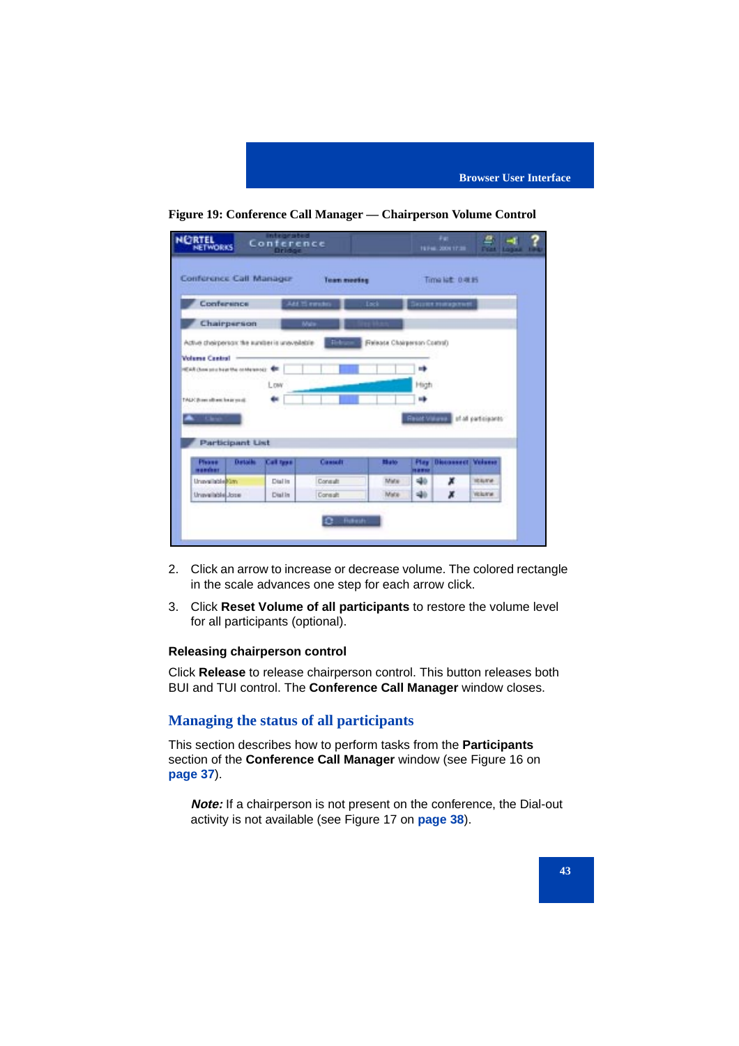Figure 19: Conference Call Manager — Chairperson Volume Control

2. Click an arrow to increase or decrease volume. The colored rectangle in the scale advances one step for each arrow click.
3. Click **Reset Volume of all participants** to restore the volume level for all participants (optional).

### Releasing chairperson control

Click **Release** to release chairperson control. This button releases both BUI and TUI control. The **Conference Call Manager** window closes.

## Managing the status of all participants

This section describes how to perform tasks from the **Participants** section of the **Conference Call Manager** window (see Figure 16 on **page 37**).

> ***Note:*** If a chairperson is not present on the conference, the Dial-out activity is not available (see Figure 17 on **page 38**).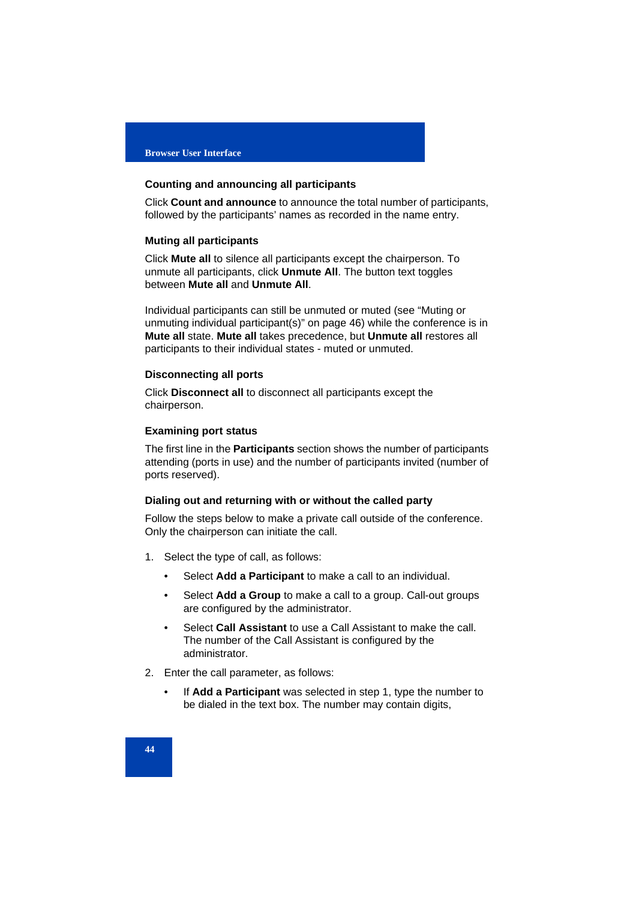### Counting and announcing all participants

Click **Count and announce** to announce the total number of participants, followed by the participants' names as recorded in the name entry.

### Muting all participants

Click **Mute all** to silence all participants except the chairperson. To unmute all participants, click **Unmute All**. The button text toggles between **Mute all** and **Unmute All**.

Individual participants can still be unmuted or muted (see "Muting or unmuting individual participant(s)" on page 46) while the conference is in **Mute all** state. **Mute all** takes precedence, but **Unmute all** restores all participants to their individual states - muted or unmuted.

### Disconnecting all ports

Click **Disconnect all** to disconnect all participants except the chairperson.

### Examining port status

The first line in the **Participants** section shows the number of participants attending (ports in use) and the number of participants invited (number of ports reserved).

### Dialing out and returning with or without the called party

Follow the steps below to make a private call outside of the conference. Only the chairperson can initiate the call.

1. Select the type of call, as follows:
   - Select **Add a Participant** to make a call to an individual.
   - Select **Add a Group** to make a call to a group. Call-out groups are configured by the administrator.
   - Select **Call Assistant** to use a Call Assistant to make the call. The number of the Call Assistant is configured by the administrator.
2. Enter the call parameter, as follows:
   - If **Add a Participant** was selected in step 1, type the number to be dialed in the text box. The number may contain digits,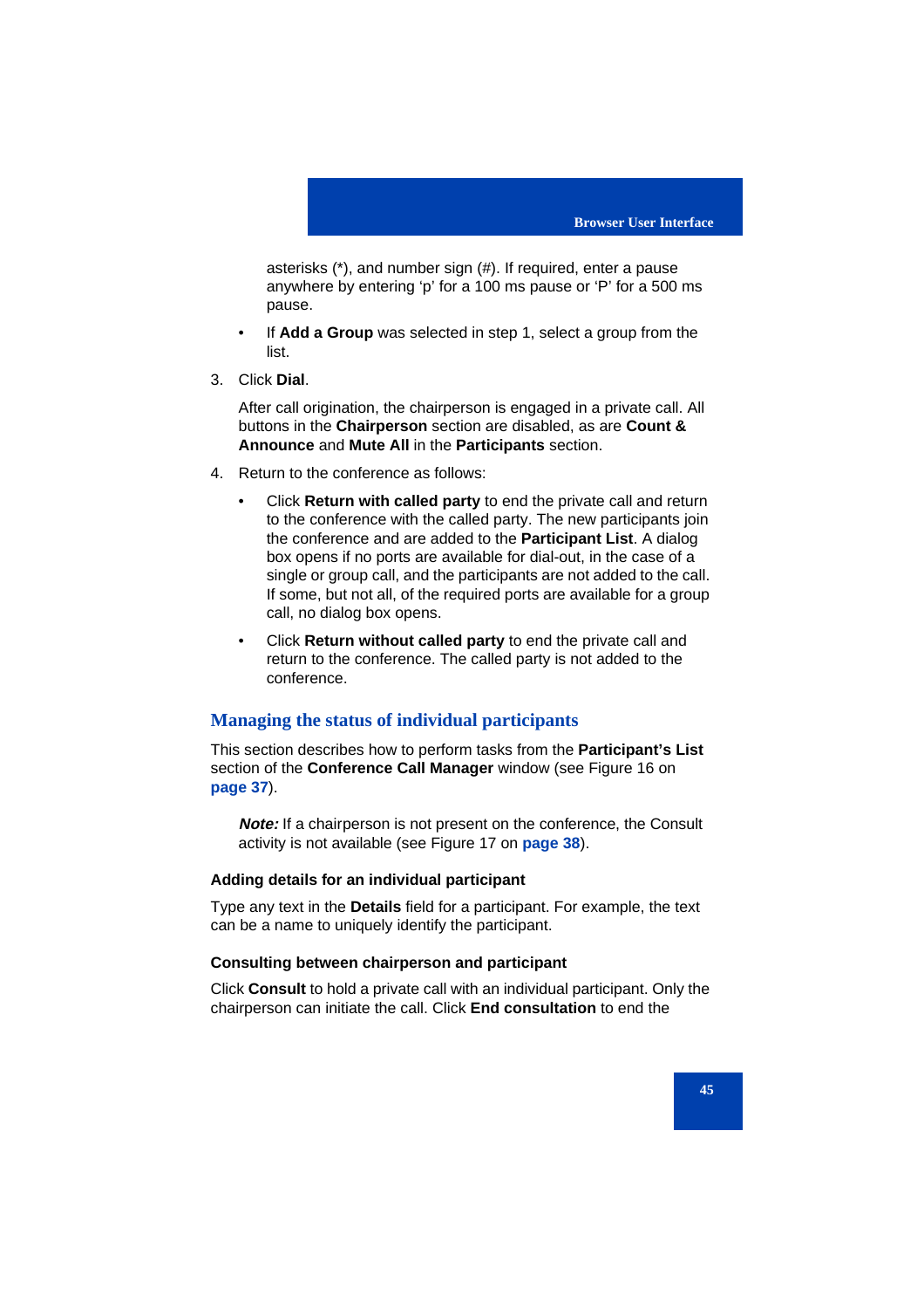asterisks (*), and number sign (#). If required, enter a pause anywhere by entering ‘p’ for a 100 ms pause or ‘P’ for a 500 ms pause.

- If **Add a Group** was selected in step 1, select a group from the list.

3. Click **Dial**.

   After call origination, the chairperson is engaged in a private call. All buttons in the **Chairperson** section are disabled, as are **Count & Announce** and **Mute All** in the **Participants** section.

4. Return to the conference as follows:

   - Click **Return with called party** to end the private call and return to the conference with the called party. The new participants join the conference and are added to the **Participant List**. A dialog box opens if no ports are available for dial-out, in the case of a single or group call, and the participants are not added to the call. If some, but not all, of the required ports are available for a group call, no dialog box opens.
   - Click **Return without called party** to end the private call and return to the conference. The called party is not added to the conference.

## Managing the status of individual participants

This section describes how to perform tasks from the **Participant’s List** section of the **Conference Call Manager** window (see Figure 16 on **page 37**).

> ***Note:*** If a chairperson is not present on the conference, the Consult activity is not available (see Figure 17 on **page 38**).

### Adding details for an individual participant

Type any text in the **Details** field for a participant. For example, the text can be a name to uniquely identify the participant.

### Consulting between chairperson and participant

Click **Consult** to hold a private call with an individual participant. Only the chairperson can initiate the call. Click **End consultation** to end the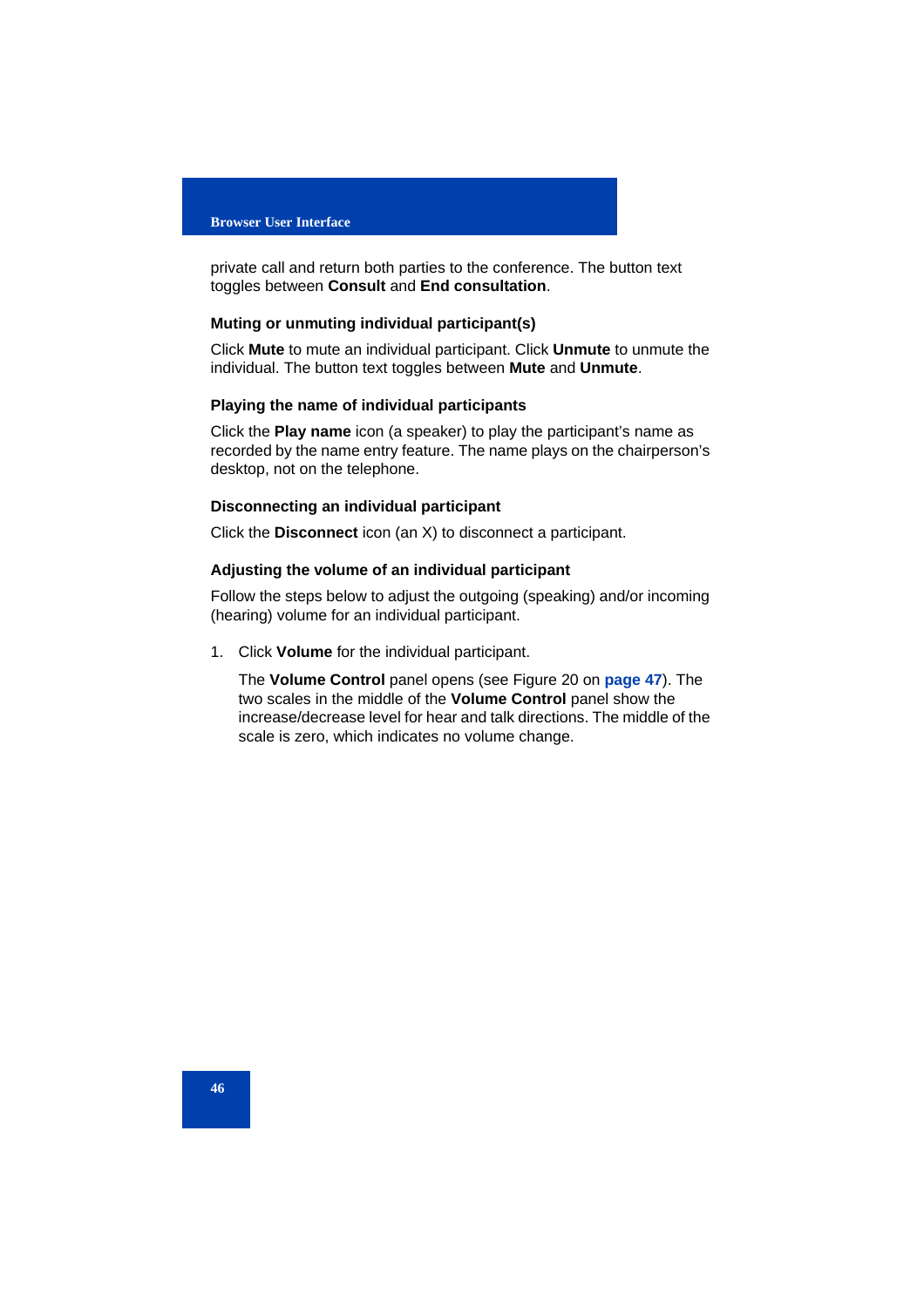private call and return both parties to the conference. The button text toggles between **Consult** and **End consultation**.

### Muting or unmuting individual participant(s)

Click **Mute** to mute an individual participant. Click **Unmute** to unmute the individual. The button text toggles between **Mute** and **Unmute**.

### Playing the name of individual participants

Click the **Play name** icon (a speaker) to play the participant's name as recorded by the name entry feature. The name plays on the chairperson's desktop, not on the telephone.

### Disconnecting an individual participant

Click the **Disconnect** icon (an X) to disconnect a participant.

### Adjusting the volume of an individual participant

Follow the steps below to adjust the outgoing (speaking) and/or incoming (hearing) volume for an individual participant.

1. Click **Volume** for the individual participant.

   The **Volume Control** panel opens (see Figure 20 on **page 47**). The two scales in the middle of the **Volume Control** panel show the increase/decrease level for hear and talk directions. The middle of the scale is zero, which indicates no volume change.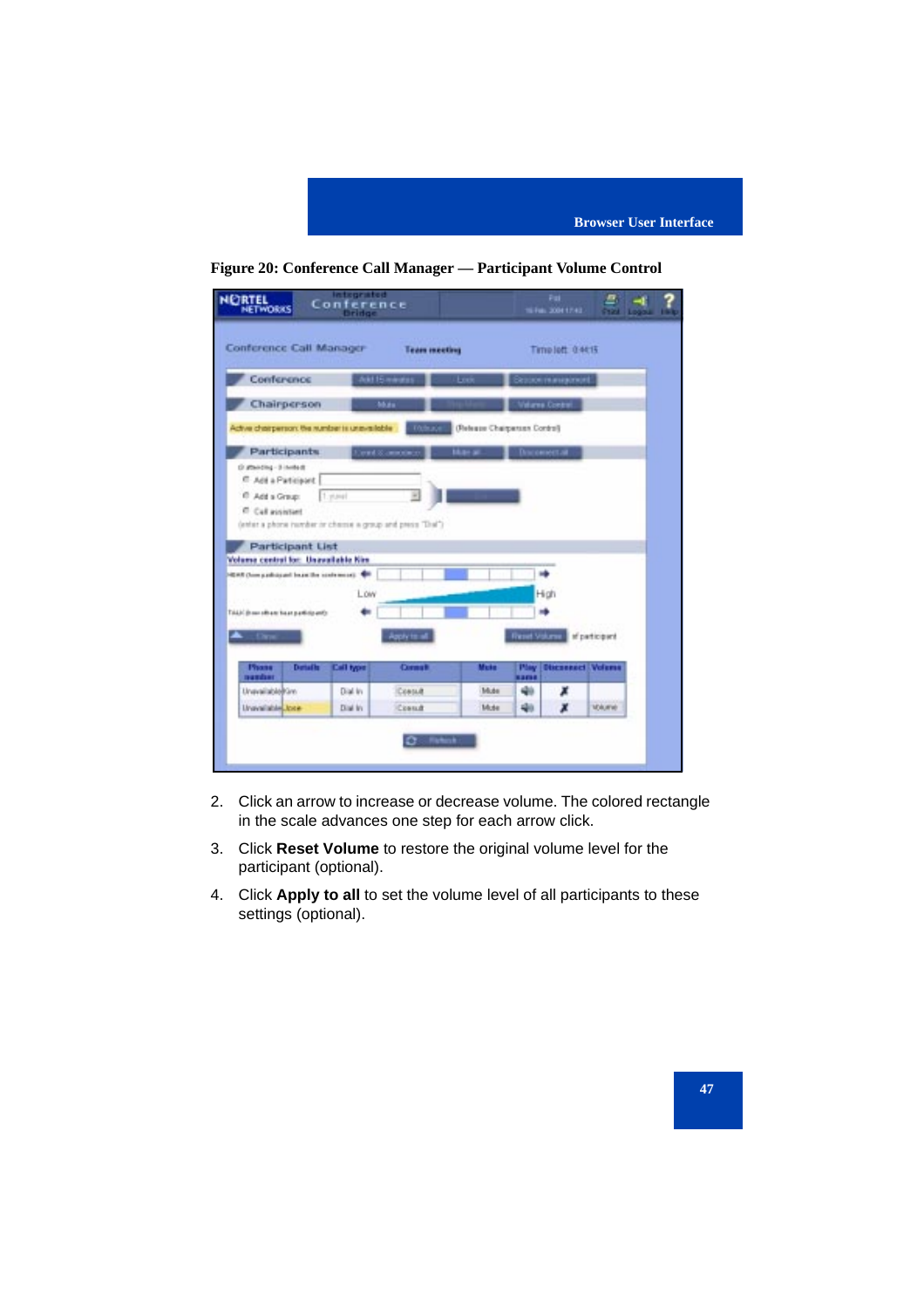**Figure 20: Conference Call Manager — Participant Volume Control**

2. Click an arrow to increase or decrease volume. The colored rectangle in the scale advances one step for each arrow click.
3. Click **Reset Volume** to restore the original volume level for the participant (optional).
4. Click **Apply to all** to set the volume level of all participants to these settings (optional).